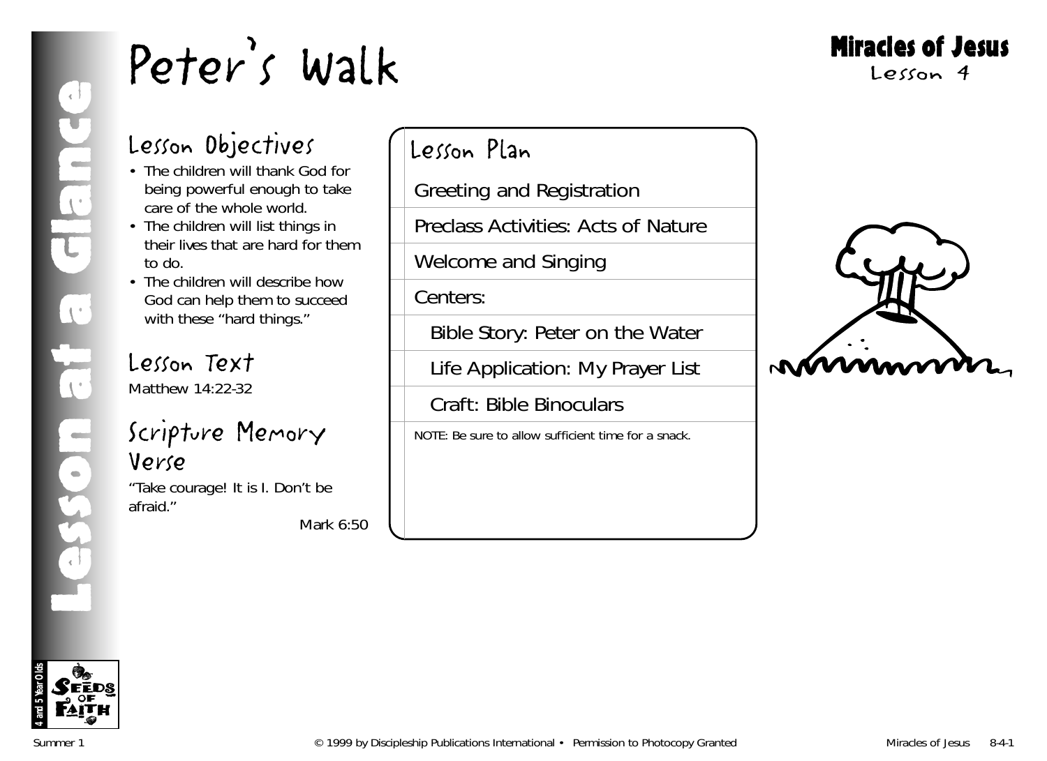# Peter's Walk

**Miracles of Jesus**
Lesson 4

Lesson at a Glance

## Lesson Objectives

- The children will thank God for being powerful enough to take care of the whole world.
- The children will list things in their lives that are hard for them to do.
- The children will describe how God can help them to succeed with these "hard things."

## Lesson Text

Matthew 14:22-32

## Scripture Memory Verse

"Take courage! It is I. Don't be afraid."

Mark 6:50

## Lesson Plan

- Greeting and Registration
- Preclass Activities: Acts of Nature
- Welcome and Singing
- Centers:
  - Bible Story: Peter on the Water
  - Life Application: My Prayer List
  - Craft: Bible Binoculars

NOTE: Be sure to allow sufficient time for a snack.

4 and 5 Year Olds — Seeds of Faith

Summer 1 © 1999 by Discipleship Publications International • Permission to Photocopy Granted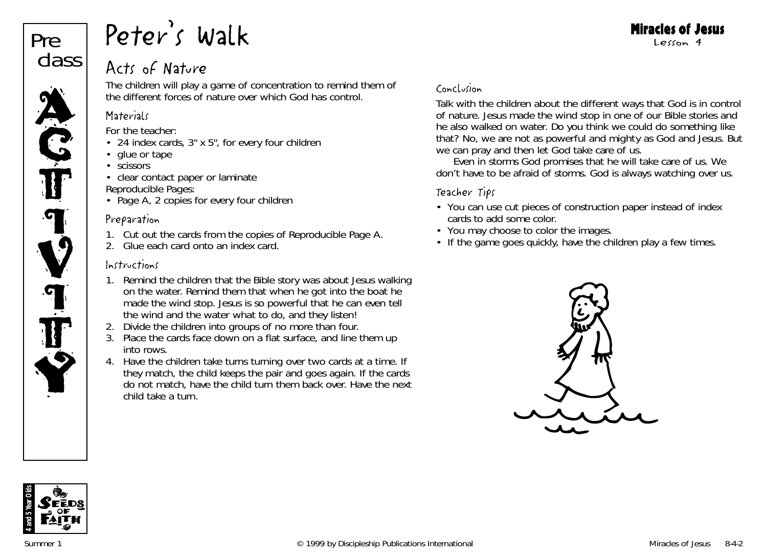# Peter's Walk

## Acts of Nature

The children will play a game of concentration to remind them of the different forces of nature over which God has control.

### Materials

For the teacher:

- 24 index cards, 3" x 5", for every four children
- glue or tape
- scissors
- clear contact paper or laminate

Reproducible Pages:

- Page A, 2 copies for every four children

### Preparation

1. Cut out the cards from the copies of Reproducible Page A.
2. Glue each card onto an index card.

### Instructions

1. Remind the children that the Bible story was about Jesus walking on the water. Remind them that when he got into the boat he made the wind stop. Jesus is so powerful that he can even tell the wind and the water what to do, and they listen!
2. Divide the children into groups of no more than four.
3. Place the cards face down on a flat surface, and line them up into rows.
4. Have the children take turns turning over two cards at a time. If they match, the child keeps the pair and goes again. If the cards do not match, have the child turn them back over. Have the next child take a turn.

### Conclusion

Talk with the children about the different ways that God is in control of nature. Jesus made the wind stop in one of our Bible stories and he also walked on water. Do you think we could do something like that? No, we are not as powerful and mighty as God and Jesus. But we can pray and then let God take care of us.

Even in storms God promises that he will take care of us. We don't have to be afraid of storms. God is always watching over us.

### Teacher Tips

- You can use cut pieces of construction paper instead of index cards to add some color.
- You may choose to color the images.
- If the game goes quickly, have the children play a few times.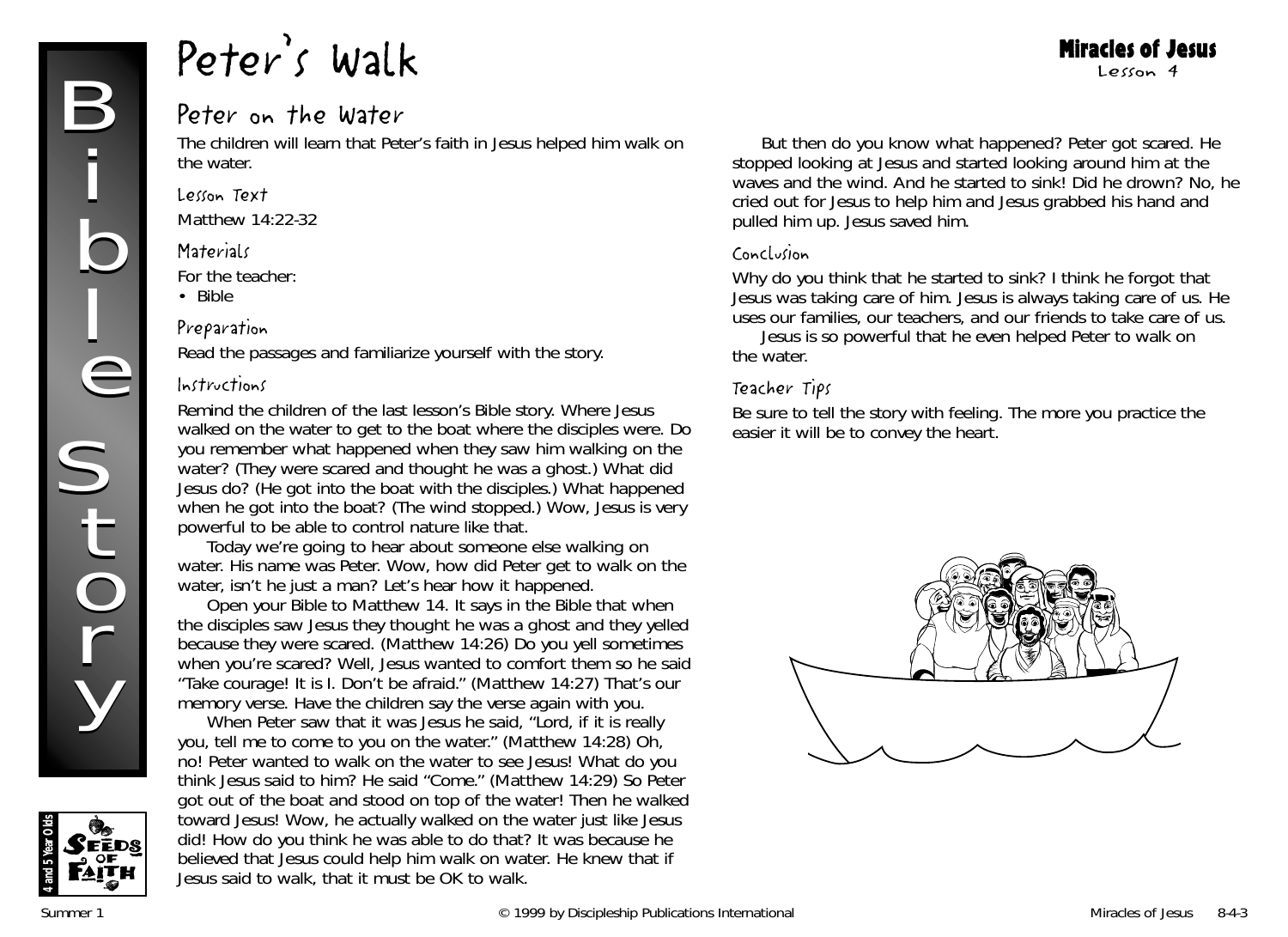# Peter's Walk

**Miracles of Jesus**
Lesson 4

## Peter on the Water

The children will learn that Peter's faith in Jesus helped him walk on the water.

### Lesson Text

Matthew 14:22-32

### Materials

For the teacher:

- Bible

### Preparation

Read the passages and familiarize yourself with the story.

### Instructions

Remind the children of the last lesson's Bible story. Where Jesus walked on the water to get to the boat where the disciples were. Do you remember what happened when they saw him walking on the water? (They were scared and thought he was a ghost.) What did Jesus do? (He got into the boat with the disciples.) What happened when he got into the boat? (The wind stopped.) Wow, Jesus is very powerful to be able to control nature like that.

Today we're going to hear about someone else walking on water. His name was Peter. Wow, how did Peter get to walk on the water, isn't he just a man? Let's hear how it happened.

Open your Bible to Matthew 14. It says in the Bible that when the disciples saw Jesus they thought he was a ghost and they yelled because they were scared. (Matthew 14:26) Do you yell sometimes when you're scared? Well, Jesus wanted to comfort them so he said "Take courage! It is I. Don't be afraid." (Matthew 14:27) That's our memory verse. Have the children say the verse again with you.

When Peter saw that it was Jesus he said, "Lord, if it is really you, tell me to come to you on the water." (Matthew 14:28) Oh, no! Peter wanted to walk on the water to see Jesus! What do you think Jesus said to him? He said "Come." (Matthew 14:29) So Peter got out of the boat and stood on top of the water! Then he walked toward Jesus! Wow, he actually walked on the water just like Jesus did! How do you think he was able to do that? It was because he believed that Jesus could help him walk on water. He knew that if Jesus said to walk, that it must be OK to walk.

But then do you know what happened? Peter got scared. He stopped looking at Jesus and started looking around him at the waves and the wind. And he started to sink! Did he drown? No, he cried out for Jesus to help him and Jesus grabbed his hand and pulled him up. Jesus saved him.

### Conclusion

Why do you think that he started to sink? I think he forgot that Jesus was taking care of him. Jesus is always taking care of us. He uses our families, our teachers, and our friends to take care of us.

Jesus is so powerful that he even helped Peter to walk on the water.

### Teacher Tips

Be sure to tell the story with feeling. The more you practice the easier it will be to convey the heart.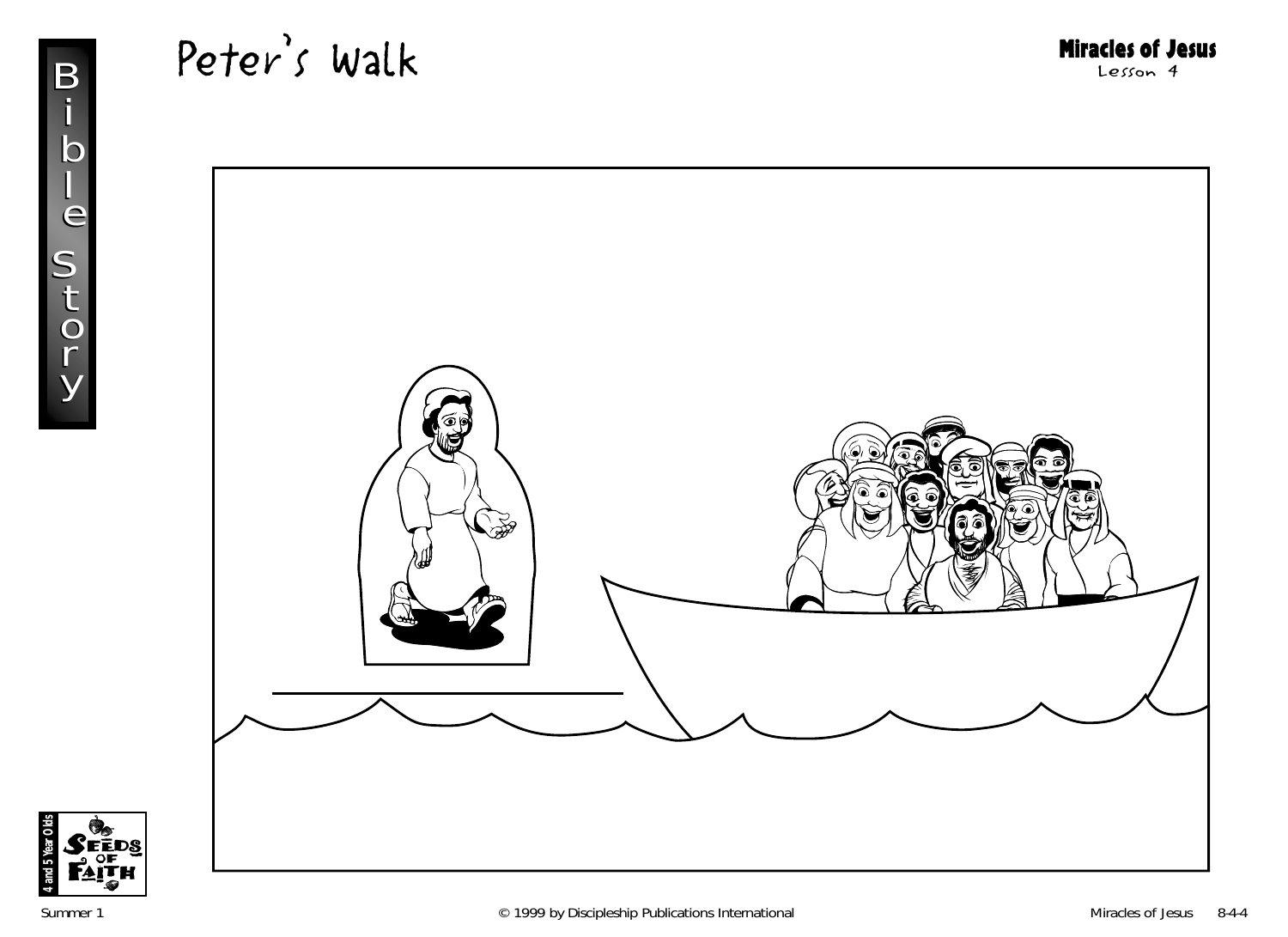# Peter's Walk

**Miracles of Jesus**
Lesson 4

Bible Story

4 and 5 Year Olds
Seeds of Faith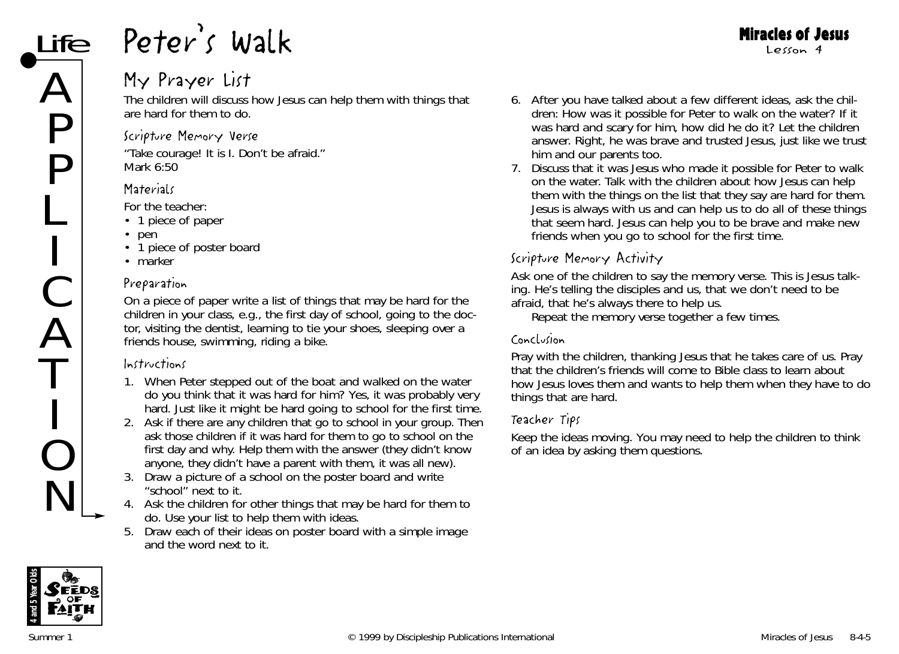# Peter's Walk

Miracles of Jesus
Lesson 4

## My Prayer List

The children will discuss how Jesus can help them with things that are hard for them to do.

### Scripture Memory Verse

"Take courage! It is I. Don't be afraid."
Mark 6:50

### Materials

For the teacher:
- 1 piece of paper
- pen
- 1 piece of poster board
- marker

### Preparation

On a piece of paper write a list of things that may be hard for the children in your class, e.g., the first day of school, going to the doctor, visiting the dentist, learning to tie your shoes, sleeping over a friends house, swimming, riding a bike.

### Instructions

1. When Peter stepped out of the boat and walked on the water do you think that it was hard for him? Yes, it was probably very hard. Just like it might be hard going to school for the first time.
2. Ask if there are any children that go to school in your group. Then ask those children if it was hard for them to go to school on the first day and why. Help them with the answer (they didn't know anyone, they didn't have a parent with them, it was all new).
3. Draw a picture of a school on the poster board and write "school" next to it.
4. Ask the children for other things that may be hard for them to do. Use your list to help them with ideas.
5. Draw each of their ideas on poster board with a simple image and the word next to it.
6. After you have talked about a few different ideas, ask the children: How was it possible for Peter to walk on the water? If it was hard and scary for him, how did he do it? Let the children answer. Right, he was brave and trusted Jesus, just like we trust him and our parents too.
7. Discuss that it was Jesus who made it possible for Peter to walk on the water. Talk with the children about how Jesus can help them with the things on the list that they say are hard for them. Jesus is always with us and can help us to do all of these things that seem hard. Jesus can help you to be brave and make new friends when you go to school for the first time.

### Scripture Memory Activity

Ask one of the children to say the memory verse. This is Jesus talking. He's telling the disciples and us, that we don't need to be afraid, that he's always there to help us.

Repeat the memory verse together a few times.

### Conclusion

Pray with the children, thanking Jesus that he takes care of us. Pray that the children's friends will come to Bible class to learn about how Jesus loves them and wants to help them when they have to do things that are hard.

### Teacher Tips

Keep the ideas moving. You may need to help the children to think of an idea by asking them questions.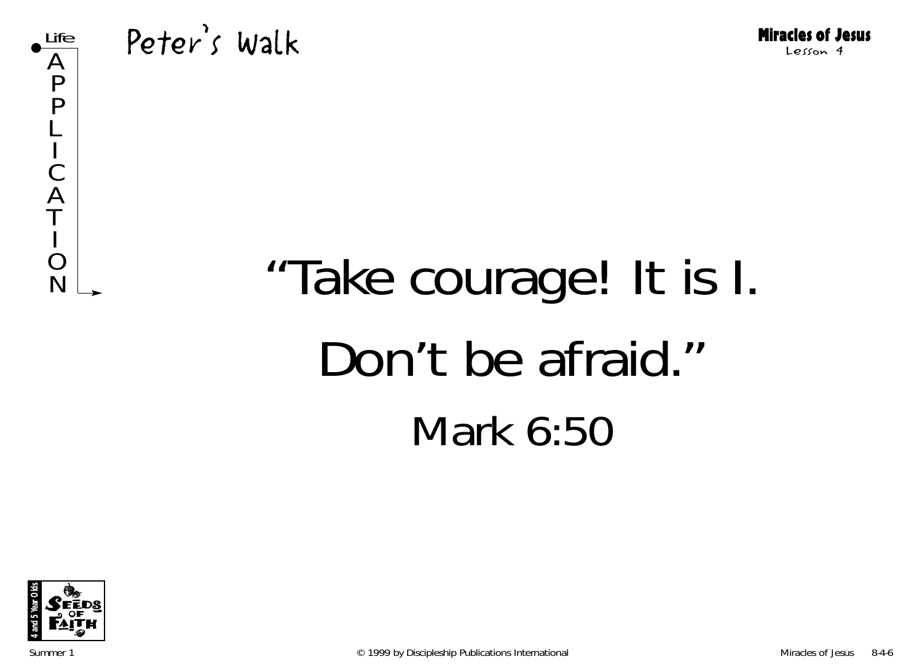# Peter's Walk

Life APPLICATION

"Take courage! It is I.

Don't be afraid."

Mark 6:50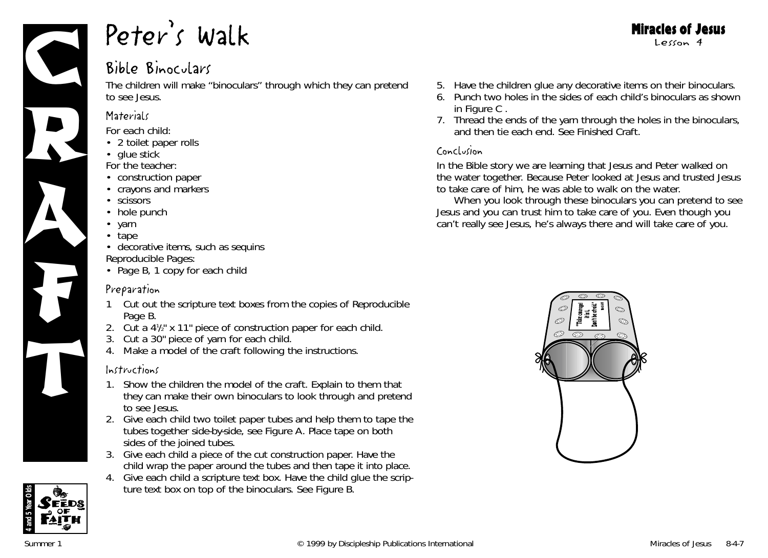# Peter's Walk

## Bible Binoculars

The children will make "binoculars" through which they can pretend to see Jesus.

### Materials

For each child:
- 2 toilet paper rolls
- glue stick

For the teacher:
- construction paper
- crayons and markers
- scissors
- hole punch
- yarn
- tape
- decorative items, such as sequins

Reproducible Pages:
- Page B, 1 copy for each child

### Preparation

1. Cut out the scripture text boxes from the copies of Reproducible Page B.
2. Cut a 4½" x 11" piece of construction paper for each child.
3. Cut a 30" piece of yarn for each child.
4. Make a model of the craft following the instructions.

### Instructions

1. Show the children the model of the craft. Explain to them that they can make their own binoculars to look through and pretend to see Jesus.
2. Give each child two toilet paper tubes and help them to tape the tubes together side-by-side, see Figure A. Place tape on both sides of the joined tubes.
3. Give each child a piece of the cut construction paper. Have the child wrap the paper around the tubes and then tape it into place.
4. Give each child a scripture text box. Have the child glue the scripture text box on top of the binoculars. See Figure B.
5. Have the children glue any decorative items on their binoculars.
6. Punch two holes in the sides of each child's binoculars as shown in Figure C .
7. Thread the ends of the yarn through the holes in the binoculars, and then tie each end. See Finished Craft.

### Conclusion

In the Bible story we are learning that Jesus and Peter walked on the water together. Because Peter looked at Jesus and trusted Jesus to take care of him, he was able to walk on the water.

When you look through these binoculars you can pretend to see Jesus and you can trust him to take care of you. Even though you can't really see Jesus, he's always there and will take care of you.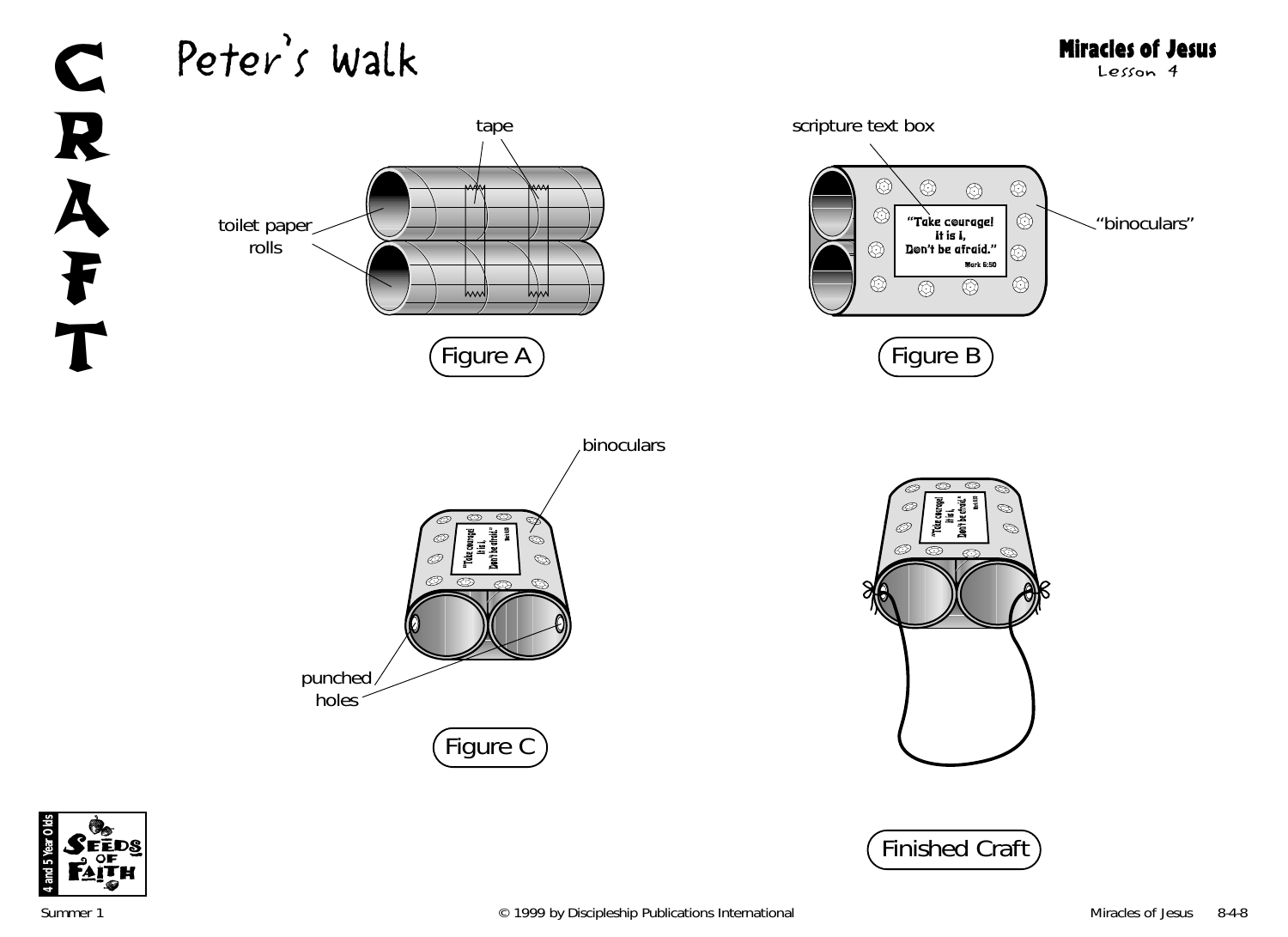# CRAFT

## Peter's Walk

**Miracles of Jesus**
Lesson 4

tape

toilet paper rolls

Figure A

scripture text box

"Take courage! it is I, Don't be afraid." Mark 6:50

"binoculars"

Figure B

binoculars

punched holes

Figure C

Finished Craft

4 and 5 Year Olds
SEEDS OF FAITH

Summer 1 © 1999 by Discipleship Publications International Miracles of Jesus 8-4-8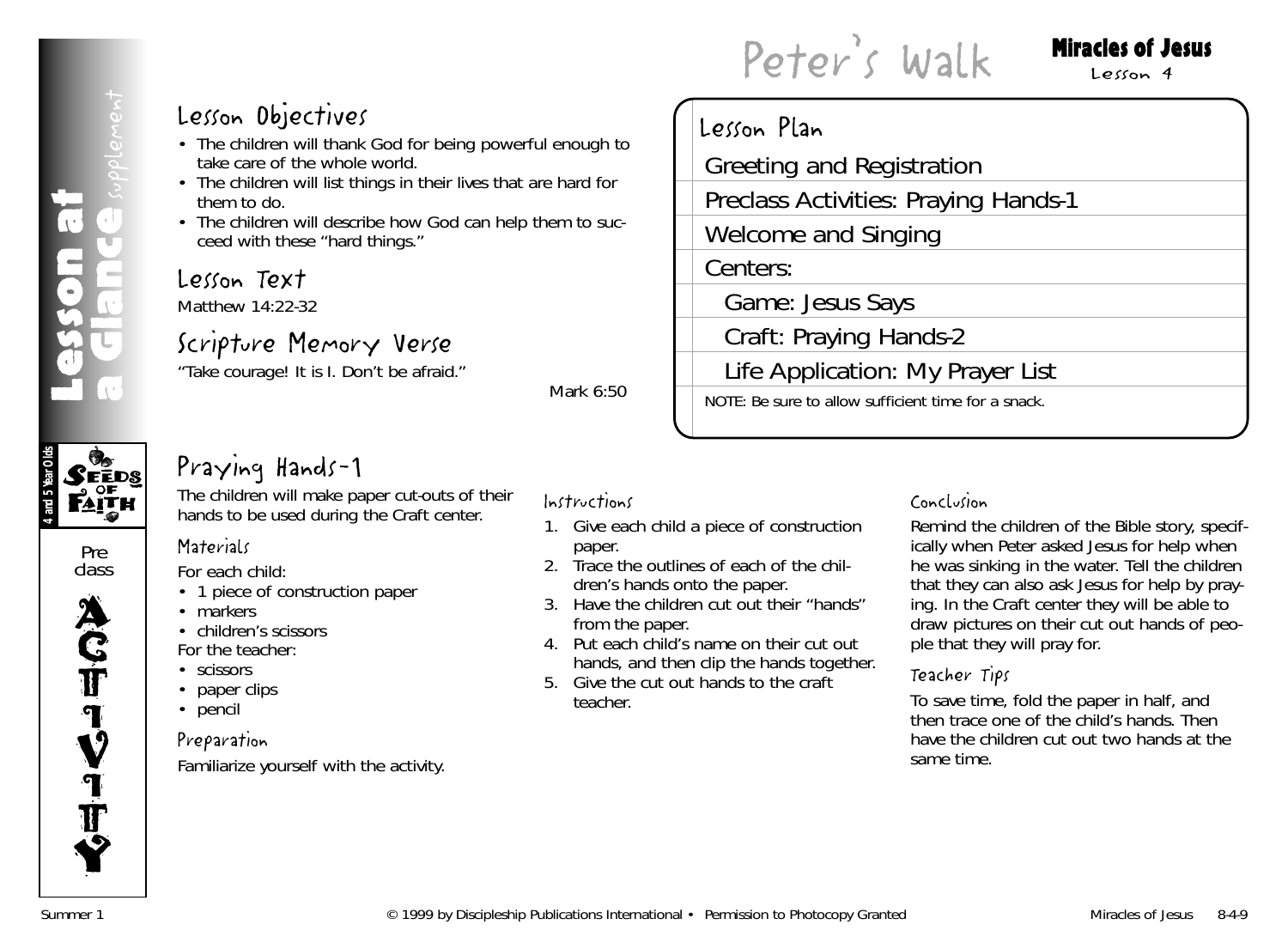# Peter's Walk

**Miracles of Jesus**
Lesson 4

## Lesson Objectives

- The children will thank God for being powerful enough to take care of the whole world.
- The children will list things in their lives that are hard for them to do.
- The children will describe how God can help them to succeed with these "hard things."

## Lesson Text

Matthew 14:22-32

## Scripture Memory Verse

"Take courage! It is I. Don't be afraid."

Mark 6:50

## Lesson Plan

- Greeting and Registration
- Preclass Activities: Praying Hands-1
- Welcome and Singing
- Centers:
  - Game: Jesus Says
  - Craft: Praying Hands-2
  - Life Application: My Prayer List

NOTE: Be sure to allow sufficient time for a snack.

## Praying Hands-1

The children will make paper cut-outs of their hands to be used during the Craft center.

### Materials

For each child:

- 1 piece of construction paper
- markers
- children's scissors

For the teacher:

- scissors
- paper clips
- pencil

### Preparation

Familiarize yourself with the activity.

### Instructions

1. Give each child a piece of construction paper.
2. Trace the outlines of each of the children's hands onto the paper.
3. Have the children cut out their "hands" from the paper.
4. Put each child's name on their cut out hands, and then clip the hands together.
5. Give the cut out hands to the craft teacher.

### Conclusion

Remind the children of the Bible story, specifically when Peter asked Jesus for help when he was sinking in the water. Tell the children that they can also ask Jesus for help by praying. In the Craft center they will be able to draw pictures on their cut out hands of people that they will pray for.

### Teacher Tips

To save time, fold the paper in half, and then trace one of the child's hands. Then have the children cut out two hands at the same time.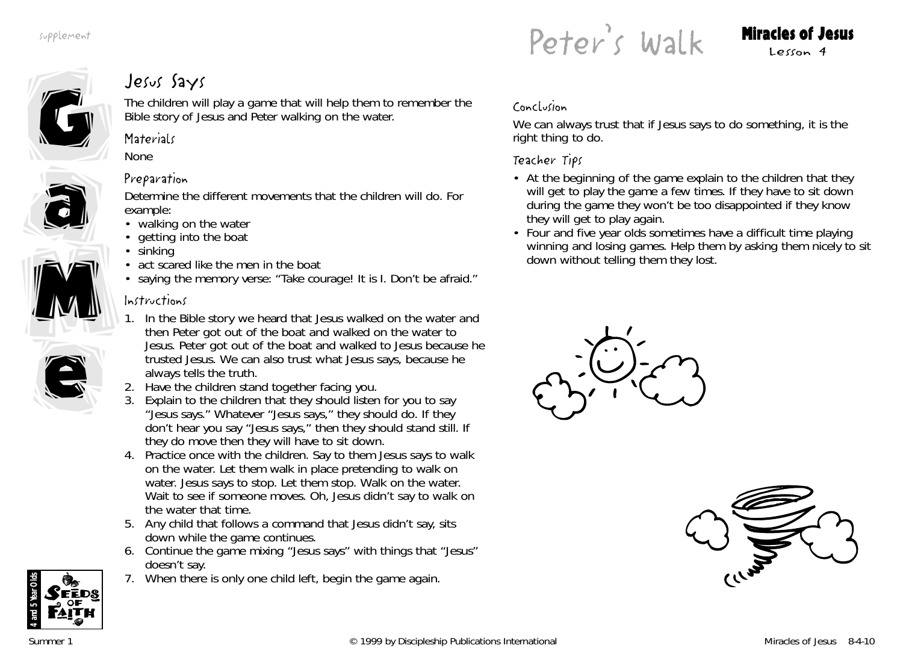# Peter's Walk

**Miracles of Jesus**
Lesson 4

## Jesus Says

The children will play a game that will help them to remember the Bible story of Jesus and Peter walking on the water.

### Materials

None

### Preparation

Determine the different movements that the children will do. For example:

- walking on the water
- getting into the boat
- sinking
- act scared like the men in the boat
- saying the memory verse: "Take courage! It is I. Don't be afraid."

### Instructions

1. In the Bible story we heard that Jesus walked on the water and then Peter got out of the boat and walked on the water to Jesus. Peter got out of the boat and walked to Jesus because he trusted Jesus. We can also trust what Jesus says, because he always tells the truth.
2. Have the children stand together facing you.
3. Explain to the children that they should listen for you to say "Jesus says." Whatever "Jesus says," they should do. If they don't hear you say "Jesus says," then they should stand still. If they do move then they will have to sit down.
4. Practice once with the children. Say to them Jesus says to walk on the water. Let them walk in place pretending to walk on water. Jesus says to stop. Let them stop. Walk on the water. Wait to see if someone moves. Oh, Jesus didn't say to walk on the water that time.
5. Any child that follows a command that Jesus didn't say, sits down while the game continues.
6. Continue the game mixing "Jesus says" with things that "Jesus" doesn't say.
7. When there is only one child left, begin the game again.

### Conclusion

We can always trust that if Jesus says to do something, it is the right thing to do.

### Teacher Tips

- At the beginning of the game explain to the children that they will get to play the game a few times. If they have to sit down during the game they won't be too disappointed if they know they will get to play again.
- Four and five year olds sometimes have a difficult time playing winning and losing games. Help them by asking them nicely to sit down without telling them they lost.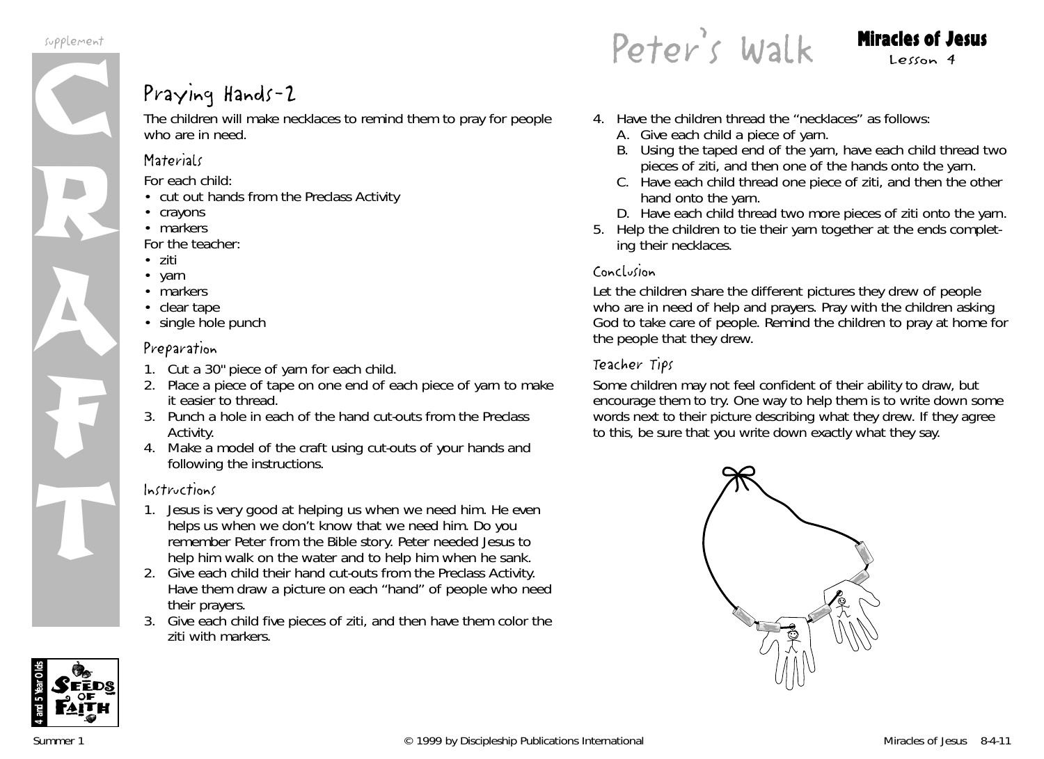# Peter's Walk

## Praying Hands-2

The children will make necklaces to remind them to pray for people who are in need.

### Materials

For each child:

- cut out hands from the Preclass Activity
- crayons
- markers

For the teacher:

- ziti
- yarn
- markers
- clear tape
- single hole punch

### Preparation

1. Cut a 30" piece of yarn for each child.
2. Place a piece of tape on one end of each piece of yarn to make it easier to thread.
3. Punch a hole in each of the hand cut-outs from the Preclass Activity.
4. Make a model of the craft using cut-outs of your hands and following the instructions.

### Instructions

1. Jesus is very good at helping us when we need him. He even helps us when we don't know that we need him. Do you remember Peter from the Bible story. Peter needed Jesus to help him walk on the water and to help him when he sank.
2. Give each child their hand cut-outs from the Preclass Activity. Have them draw a picture on each "hand" of people who need their prayers.
3. Give each child five pieces of ziti, and then have them color the ziti with markers.
4. Have the children thread the "necklaces" as follows:
   A. Give each child a piece of yarn.
   B. Using the taped end of the yarn, have each child thread two pieces of ziti, and then one of the hands onto the yarn.
   C. Have each child thread one piece of ziti, and then the other hand onto the yarn.
   D. Have each child thread two more pieces of ziti onto the yarn.
5. Help the children to tie their yarn together at the ends completing their necklaces.

### Conclusion

Let the children share the different pictures they drew of people who are in need of help and prayers. Pray with the children asking God to take care of people. Remind the children to pray at home for the people that they drew.

### Teacher Tips

Some children may not feel confident of their ability to draw, but encourage them to try. One way to help them is to write down some words next to their picture describing what they drew. If they agree to this, be sure that you write down exactly what they say.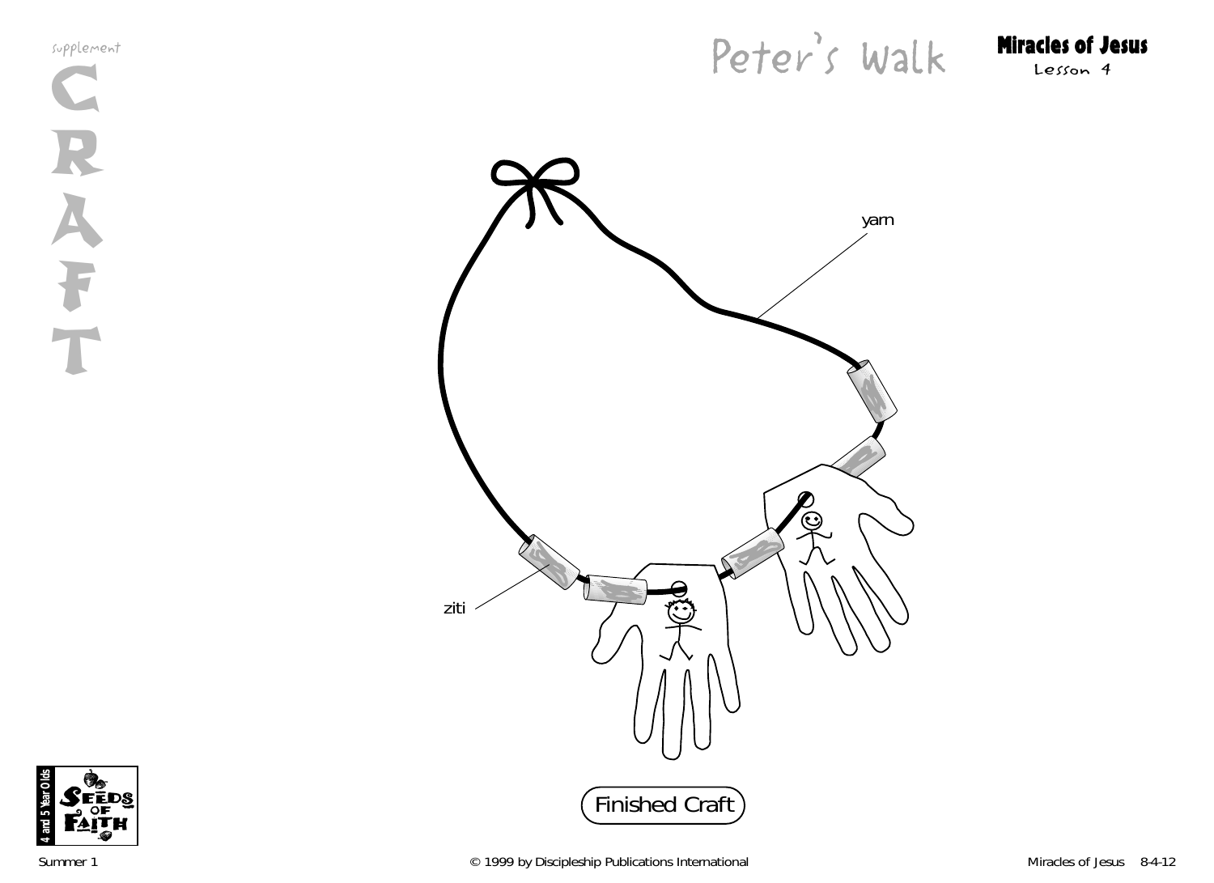supplement

# CRAFT

# Peter's Walk

**Miracles of Jesus**
Lesson 4

yarn

ziti

Finished Craft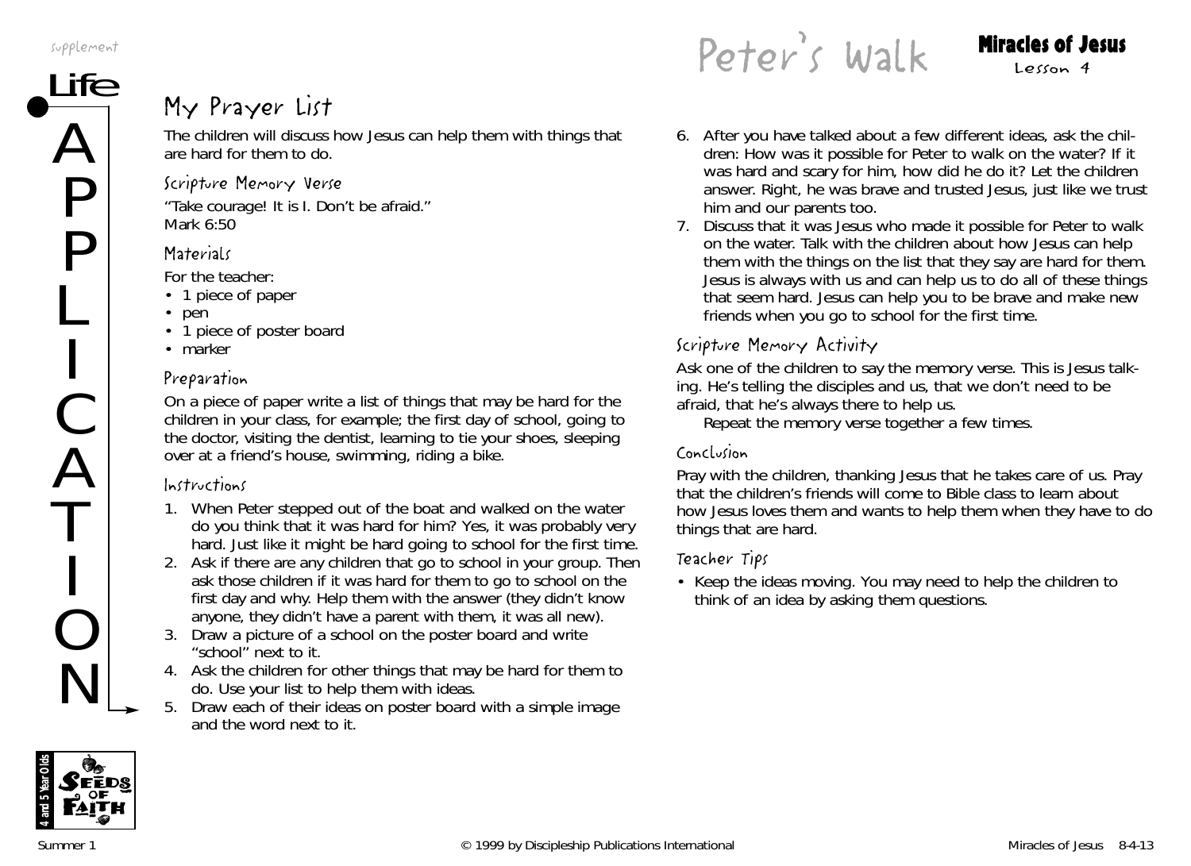# Peter's Walk

**Miracles of Jesus**
Lesson 4

## My Prayer List

The children will discuss how Jesus can help them with things that are hard for them to do.

### Scripture Memory Verse

"Take courage! It is I. Don't be afraid."
Mark 6:50

### Materials

For the teacher:

- 1 piece of paper
- pen
- 1 piece of poster board
- marker

### Preparation

On a piece of paper write a list of things that may be hard for the children in your class, for example; the first day of school, going to the doctor, visiting the dentist, learning to tie your shoes, sleeping over at a friend's house, swimming, riding a bike.

### Instructions

1. When Peter stepped out of the boat and walked on the water do you think that it was hard for him? Yes, it was probably very hard. Just like it might be hard going to school for the first time.
2. Ask if there are any children that go to school in your group. Then ask those children if it was hard for them to go to school on the first day and why. Help them with the answer (they didn't know anyone, they didn't have a parent with them, it was all new).
3. Draw a picture of a school on the poster board and write "school" next to it.
4. Ask the children for other things that may be hard for them to do. Use your list to help them with ideas.
5. Draw each of their ideas on poster board with a simple image and the word next to it.
6. After you have talked about a few different ideas, ask the children: How was it possible for Peter to walk on the water? If it was hard and scary for him, how did he do it? Let the children answer. Right, he was brave and trusted Jesus, just like we trust him and our parents too.
7. Discuss that it was Jesus who made it possible for Peter to walk on the water. Talk with the children about how Jesus can help them with the things on the list that they say are hard for them. Jesus is always with us and can help us to do all of these things that seem hard. Jesus can help you to be brave and make new friends when you go to school for the first time.

### Scripture Memory Activity

Ask one of the children to say the memory verse. This is Jesus talking. He's telling the disciples and us, that we don't need to be afraid, that he's always there to help us.

Repeat the memory verse together a few times.

### Conclusion

Pray with the children, thanking Jesus that he takes care of us. Pray that the children's friends will come to Bible class to learn about how Jesus loves them and wants to help them when they have to do things that are hard.

### Teacher Tips

- Keep the ideas moving. You may need to help the children to think of an idea by asking them questions.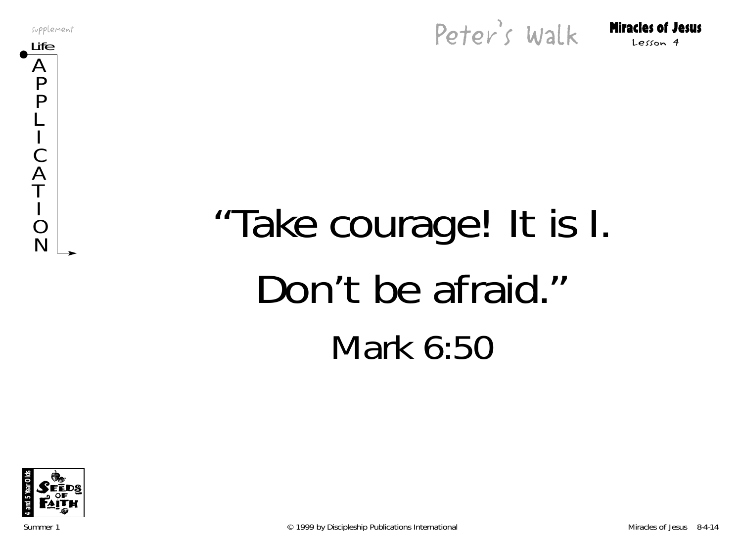supplement

Life APPLICATION

# Peter's Walk

**Miracles of Jesus**
Lesson 4

# "Take courage! It is I. Don't be afraid."

## Mark 6:50

4 and 5 Year Olds — Seeds of Faith

Summer 1 © 1999 by Discipleship Publications International Miracles of Jesus 8-4-14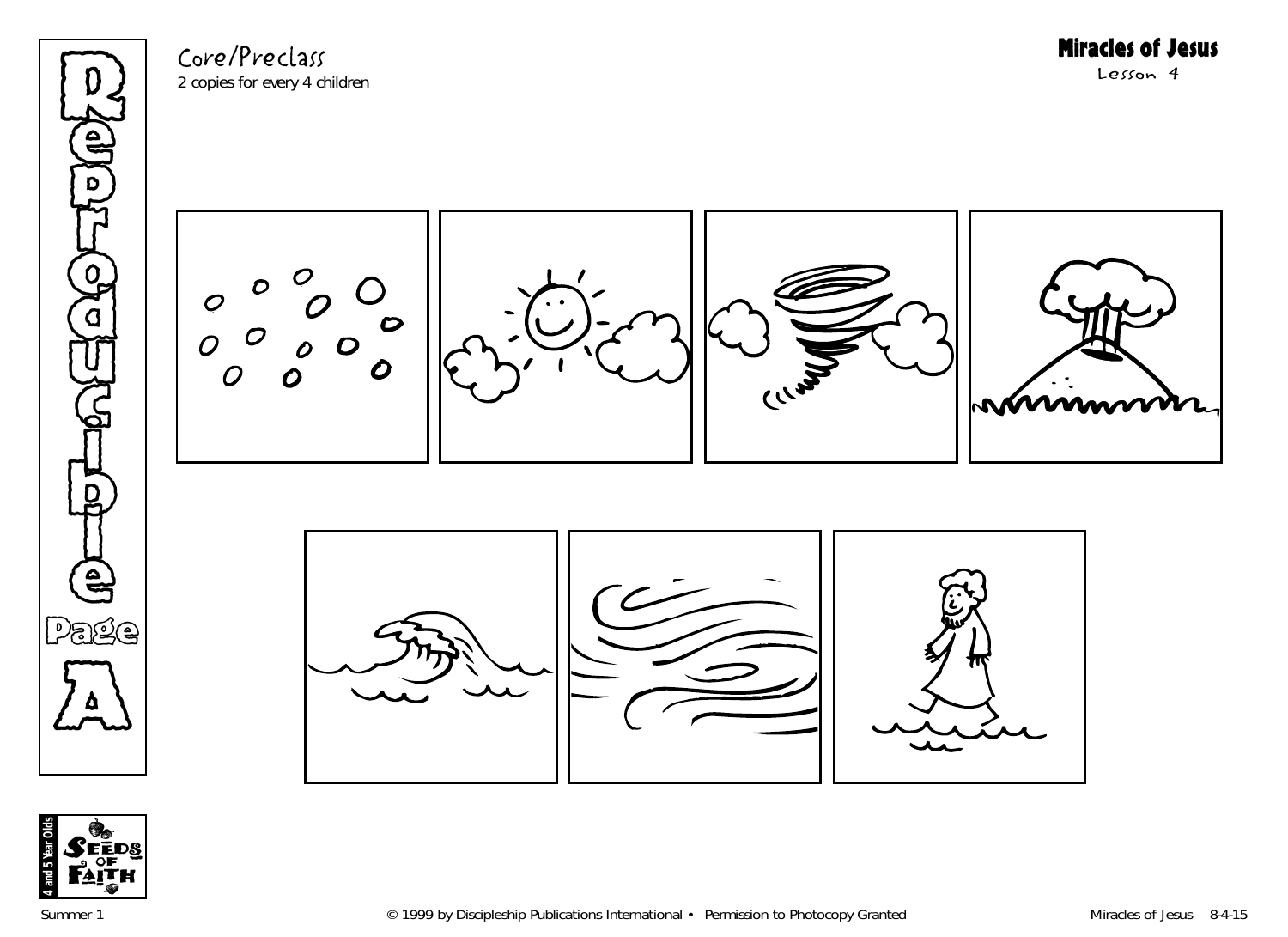Reproducible Page A

Core/Preclass
2 copies for every 4 children

# Miracles of Jesus

Lesson 4

4 and 5 Year Olds
Seeds of Faith

Summer 1 © 1999 by Discipleship Publications International • Permission to Photocopy Granted Miracles of Jesus 8-4-15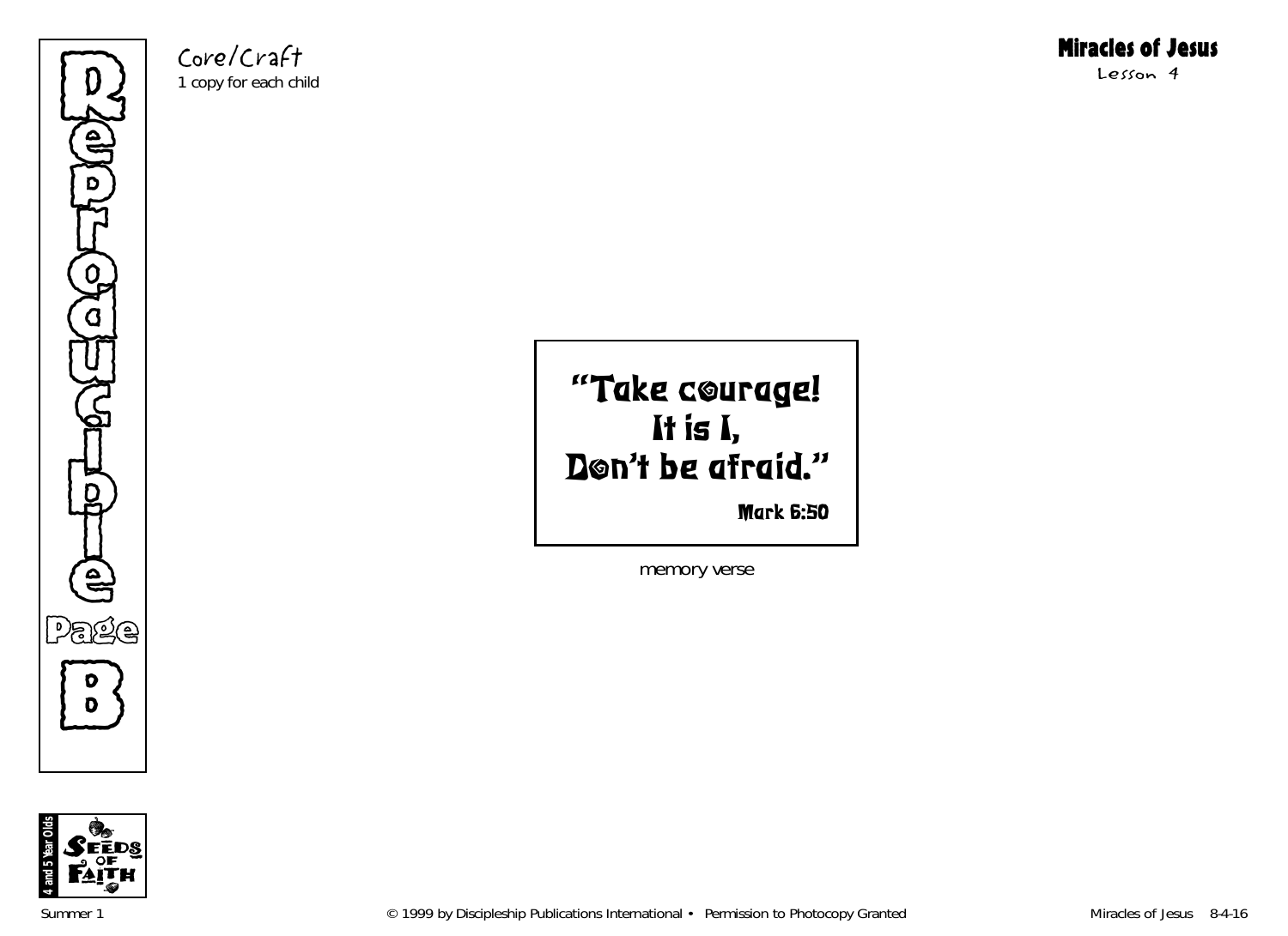Core/Craft
1 copy for each child

**Miracles of Jesus**
Lesson 4

Reproducible Page B

"Take courage!
It is I,
Don't be afraid."

Mark 6:50

memory verse

4 and 5 Year Olds — Seeds of Faith

Summer 1 © 1999 by Discipleship Publications International • Permission to Photocopy Granted Miracles of Jesus 8-4-16